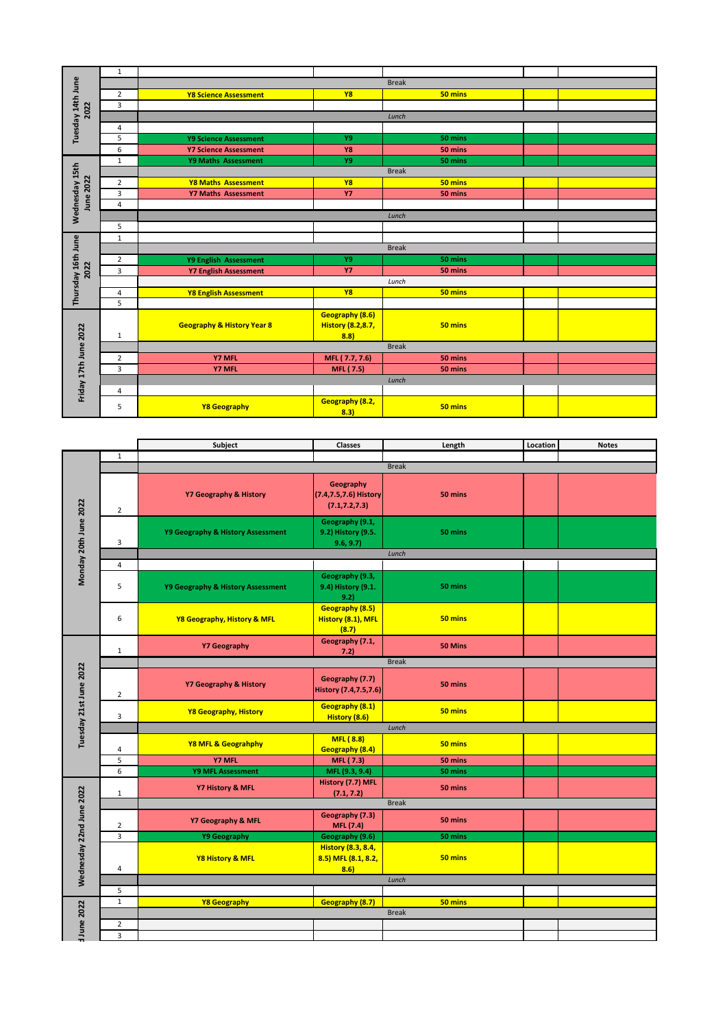| | | | | | | |
|---|---|---|---|---|---|---|
| Tuesday 14th June 2022 | 1 | | | | | |
| | | | | Break | | |
| | 2 | Y8 Science Assessment | Y8 | 50 mins | | |
| | 3 | | | | | |
| | | | | *Lunch* | | |
| | 4 | | | | | |
| | 5 | Y9 Science Assessment | Y9 | 50 mins | | |
| | 6 | Y7 Science Assessment | Y8 | 50 mins | | |
| Wednesday 15th June 2022 | 1 | Y9 Maths Assessment | Y9 | 50 mins | | |
| | | | | Break | | |
| | 2 | Y8 Maths Assessment | Y8 | 50 mins | | |
| | 3 | Y7 Maths Assessment | Y7 | 50 mins | | |
| | 4 | | | | | |
| | | | | *Lunch* | | |
| | 5 | | | | | |
| Thursday 16th June 2022 | 1 | | | | | |
| | | | | Break | | |
| | 2 | Y9 English Assessment | Y9 | 50 mins | | |
| | 3 | Y7 English Assessment | Y7 | 50 mins | | |
| | | | | *Lunch* | | |
| | 4 | Y8 English Assessment | Y8 | 50 mins | | |
| | 5 | | | | | |
| Friday 17th June 2022 | 1 | Geography & History Year 8 | Geography (8.6) History (8.2,8.7, 8.8) | 50 mins | | |
| | | | | Break | | |
| | 2 | Y7 MFL | MFL ( 7.7, 7.6) | 50 mins | | |
| | 3 | Y7 MFL | MFL ( 7.5) | 50 mins | | |
| | | | | *Lunch* | | |
| | 4 | | | | | |
| | 5 | Y8 Geography | Geography (8.2, 8.3) | 50 mins | | |

| | | Subject | Classes | Length | Location | Notes |
|---|---|---|---|---|---|---|
| Monday 20th June 2022 | 1 | | | | | |
| | | | | Break | | |
| | 2 | Y7 Geography & History | Geography (7.4,7.5,7.6) History (7.1,7.2,7.3) | 50 mins | | |
| | 3 | Y9 Geography & History Assessment | Geography (9.1, 9.2) History (9.5. 9.6, 9.7) | 50 mins | | |
| | | | | *Lunch* | | |
| | 4 | | | | | |
| | 5 | Y9 Geography & History Assessment | Geography (9.3, 9.4) History (9.1. 9.2) | 50 mins | | |
| | 6 | Y8 Geography, History & MFL | Geography (8.5) History (8.1), MFL (8.7) | 50 mins | | |
| Tuesday 21st June 2022 | 1 | Y7 Geography | Geography (7.1, 7.2) | 50 Mins | | |
| | | | | Break | | |
| | 2 | Y7 Geography & History | Geography (7.7) History (7.4,7.5,7.6) | 50 mins | | |
| | 3 | Y8 Geography, History | Geography (8.1) History (8.6) | 50 mins | | |
| | | | | *Lunch* | | |
| | 4 | Y8 MFL & Geograhphy | MFL ( 8.8) Geography (8.4) | 50 mins | | |
| | 5 | Y7 MFL | MFL ( 7.3) | 50 mins | | |
| | 6 | Y9 MFL Assessment | MFL (9.3, 9.4) | 50 mins | | |
| Wednesday 22nd June 2022 | 1 | Y7 History & MFL | History (7.7) MFL (7.1, 7.2) | 50 mins | | |
| | | | | Break | | |
| | 2 | Y7 Geography & MFL | Geography (7.3) MFL (7.4) | 50 mins | | |
| | 3 | Y9 Geography | Geography (9.6) | 50 mins | | |
| | 4 | Y8 History & MFL | History (8.3, 8.4, 8.5) MFL (8.1, 8.2, 8.6) | 50 mins | | |
| | | | | *Lunch* | | |
| | 5 | | | | | |
| d June 2022 | 1 | Y8 Geography | Geography (8.7) | 50 mins | | |
| | | | | Break | | |
| | 2 | | | | | |
| | 3 | | | | | |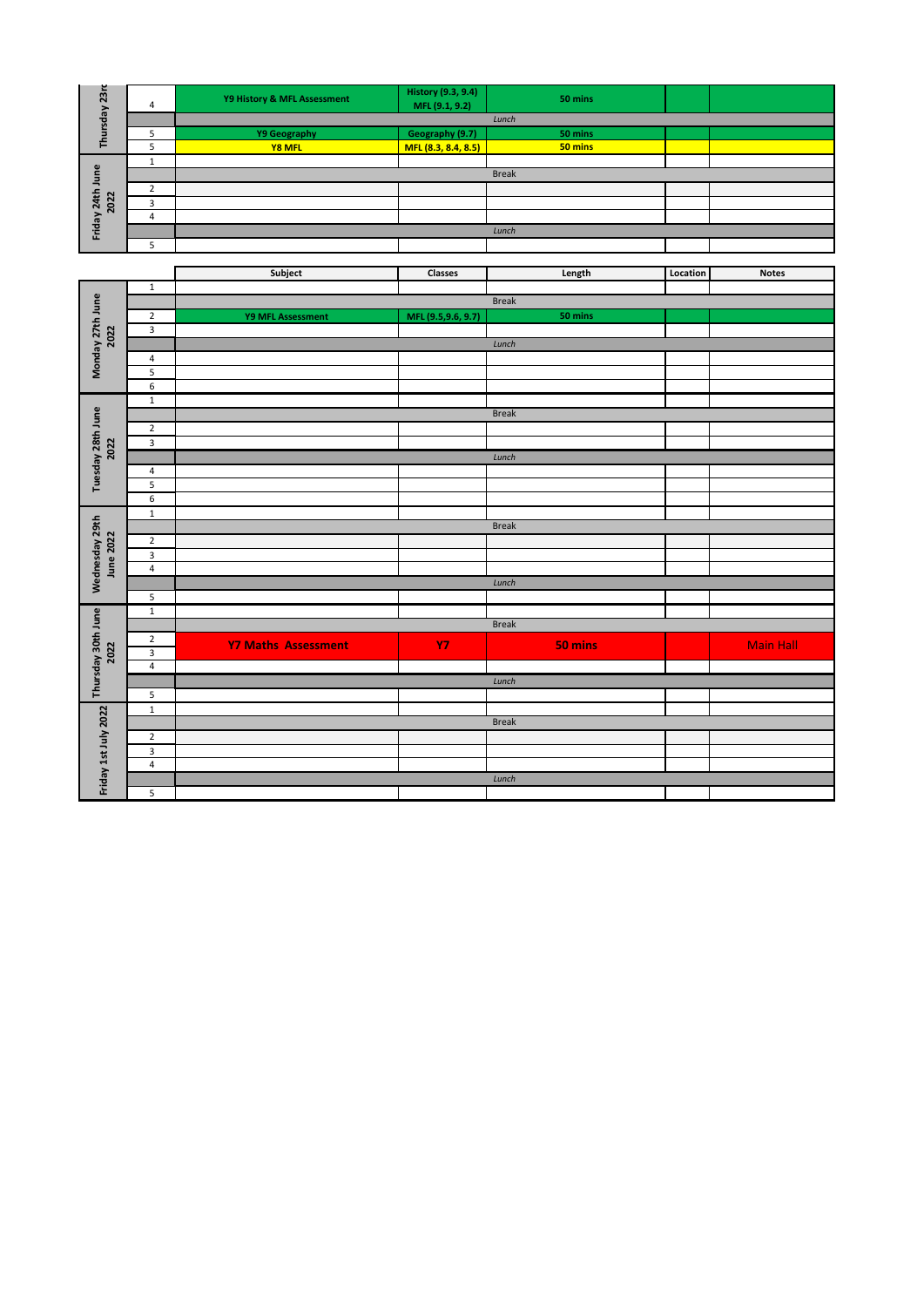| | | | | | | |
|---|---|---|---|---|---|---|
| Thursday 23rd | 4 | Y9 History & MFL Assessment | History (9.3, 9.4) MFL (9.1, 9.2) | 50 mins | | |
| | | | | *Lunch* | | |
| | 5 | Y9 Geography | Geography (9.7) | 50 mins | | |
| | 5 | Y8 MFL | MFL (8.3, 8.4, 8.5) | 50 mins | | |
| Friday 24th June 2022 | 1 | | | | | |
| | | | | Break | | |
| | 2 | | | | | |
| | 3 | | | | | |
| | 4 | | | | | |
| | | | | *Lunch* | | |
| | 5 | | | | | |

| | | Subject | Classes | Length | Location | Notes |
|---|---|---|---|---|---|---|
| Monday 27th June 2022 | 1 | | | | | |
| | | | | Break | | |
| | 2 | Y9 MFL Assessment | MFL (9.5,9.6, 9.7) | 50 mins | | |
| | 3 | | | | | |
| | | | | *Lunch* | | |
| | 4 | | | | | |
| | 5 | | | | | |
| | 6 | | | | | |
| Tuesday 28th June 2022 | 1 | | | | | |
| | | | | Break | | |
| | 2 | | | | | |
| | 3 | | | | | |
| | | | | *Lunch* | | |
| | 4 | | | | | |
| | 5 | | | | | |
| | 6 | | | | | |
| Wednesday 29th June 2022 | 1 | | | | | |
| | | | | Break | | |
| | 2 | | | | | |
| | 3 | | | | | |
| | 4 | | | | | |
| | | | | *Lunch* | | |
| | 5 | | | | | |
| Thursday 30th June 2022 | 1 | | | | | |
| | | | | Break | | |
| | 2 | Y7 Maths Assessment | Y7 | 50 mins | | Main Hall |
| | 3 | | | | | |
| | 4 | | | | | |
| | | | | *Lunch* | | |
| | 5 | | | | | |
| Friday 1st July 2022 | 1 | | | | | |
| | | | | Break | | |
| | 2 | | | | | |
| | 3 | | | | | |
| | 4 | | | | | |
| | | | | *Lunch* | | |
| | 5 | | | | | |